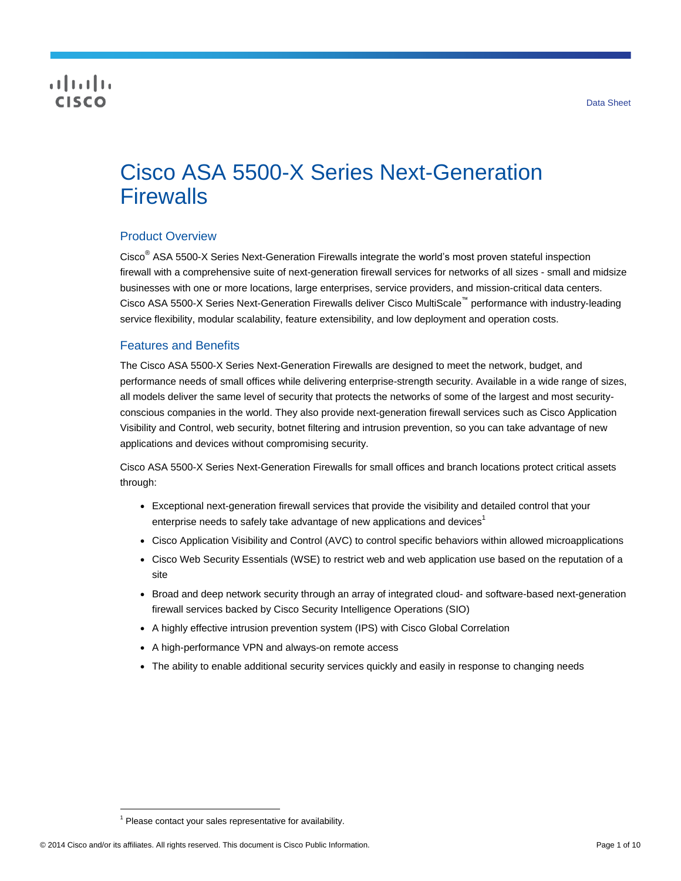# Cisco ASA 5500-X Series Next-Generation Firewalls

## Product Overview

Cisco® ASA 5500-X Series Next-Generation Firewalls integrate the world's most proven stateful inspection firewall with a comprehensive suite of next-generation firewall services for networks of all sizes - small and midsize businesses with one or more locations, large enterprises, service providers, and mission-critical data centers. Cisco ASA 5500-X Series Next-Generation Firewalls deliver Cisco MultiScale™ performance with industry-leading service flexibility, modular scalability, feature extensibility, and low deployment and operation costs.

## Features and Benefits

The Cisco ASA 5500-X Series Next-Generation Firewalls are designed to meet the network, budget, and performance needs of small offices while delivering enterprise-strength security. Available in a wide range of sizes, all models deliver the same level of security that protects the networks of some of the largest and most security-conscious companies in the world. They also provide next-generation firewall services such as Cisco Application Visibility and Control, web security, botnet filtering and intrusion prevention, so you can take advantage of new applications and devices without compromising security.

Cisco ASA 5500-X Series Next-Generation Firewalls for small offices and branch locations protect critical assets through:

- Exceptional next-generation firewall services that provide the visibility and detailed control that your enterprise needs to safely take advantage of new applications and devices[1]
- Cisco Application Visibility and Control (AVC) to control specific behaviors within allowed microapplications
- Cisco Web Security Essentials (WSE) to restrict web and web application use based on the reputation of a site
- Broad and deep network security through an array of integrated cloud- and software-based next-generation firewall services backed by Cisco Security Intelligence Operations (SIO)
- A highly effective intrusion prevention system (IPS) with Cisco Global Correlation
- A high-performance VPN and always-on remote access
- The ability to enable additional security services quickly and easily in response to changing needs

[1] Please contact your sales representative for availability.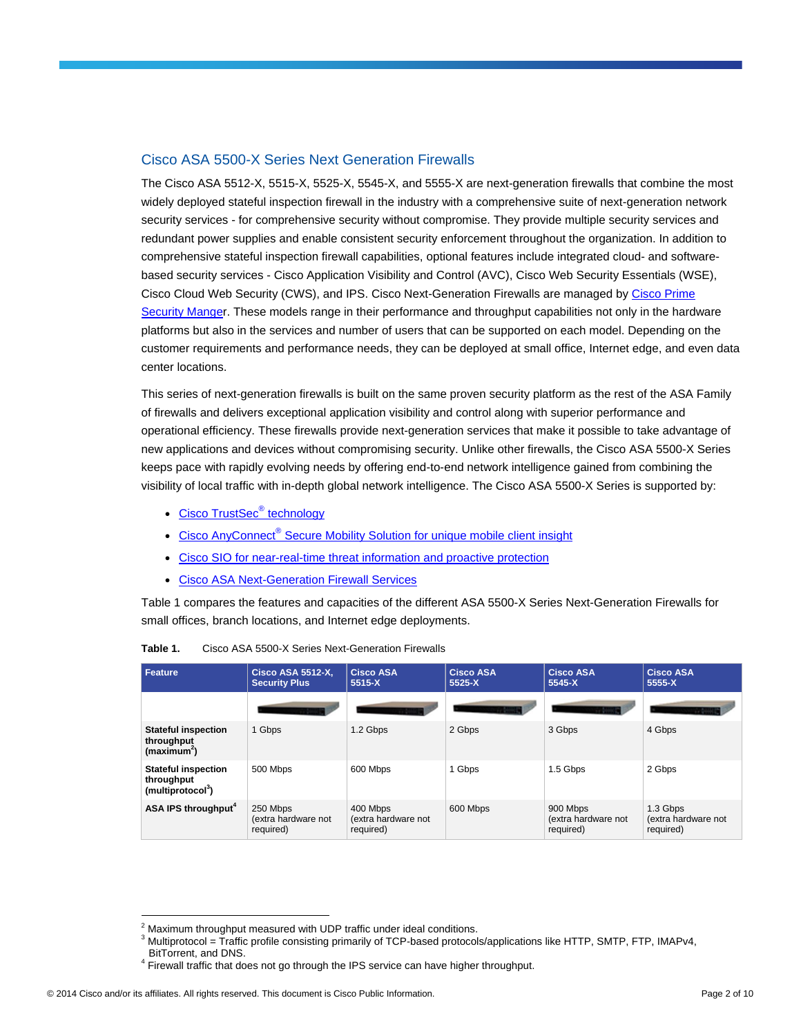## Cisco ASA 5500-X Series Next Generation Firewalls

The Cisco ASA 5512-X, 5515-X, 5525-X, 5545-X, and 5555-X are next-generation firewalls that combine the most widely deployed stateful inspection firewall in the industry with a comprehensive suite of next-generation network security services - for comprehensive security without compromise. They provide multiple security services and redundant power supplies and enable consistent security enforcement throughout the organization. In addition to comprehensive stateful inspection firewall capabilities, optional features include integrated cloud- and software-based security services - Cisco Application Visibility and Control (AVC), Cisco Web Security Essentials (WSE), Cisco Cloud Web Security (CWS), and IPS. Cisco Next-Generation Firewalls are managed by Cisco Prime Security Manger. These models range in their performance and throughput capabilities not only in the hardware platforms but also in the services and number of users that can be supported on each model. Depending on the customer requirements and performance needs, they can be deployed at small office, Internet edge, and even data center locations.

This series of next-generation firewalls is built on the same proven security platform as the rest of the ASA Family of firewalls and delivers exceptional application visibility and control along with superior performance and operational efficiency. These firewalls provide next-generation services that make it possible to take advantage of new applications and devices without compromising security. Unlike other firewalls, the Cisco ASA 5500-X Series keeps pace with rapidly evolving needs by offering end-to-end network intelligence gained from combining the visibility of local traffic with in-depth global network intelligence. The Cisco ASA 5500-X Series is supported by:

- Cisco TrustSec® technology
- Cisco AnyConnect® Secure Mobility Solution for unique mobile client insight
- Cisco SIO for near-real-time threat information and proactive protection
- Cisco ASA Next-Generation Firewall Services

Table 1 compares the features and capacities of the different ASA 5500-X Series Next-Generation Firewalls for small offices, branch locations, and Internet edge deployments.

**Table 1.** Cisco ASA 5500-X Series Next-Generation Firewalls

| Feature | Cisco ASA 5512-X, Security Plus | Cisco ASA 5515-X | Cisco ASA 5525-X | Cisco ASA 5545-X | Cisco ASA 5555-X |
|---|---|---|---|---|---|
| | | | | | |
| **Stateful inspection throughput (maximum[2])** | 1 Gbps | 1.2 Gbps | 2 Gbps | 3 Gbps | 4 Gbps |
| **Stateful inspection throughput (multiprotocol[3])** | 500 Mbps | 600 Mbps | 1 Gbps | 1.5 Gbps | 2 Gbps |
| **ASA IPS throughput[4]** | 250 Mbps (extra hardware not required) | 400 Mbps (extra hardware not required) | 600 Mbps | 900 Mbps (extra hardware not required) | 1.3 Gbps (extra hardware not required) |

[2] Maximum throughput measured with UDP traffic under ideal conditions.

[3] Multiprotocol = Traffic profile consisting primarily of TCP-based protocols/applications like HTTP, SMTP, FTP, IMAPv4, BitTorrent, and DNS.

[4] Firewall traffic that does not go through the IPS service can have higher throughput.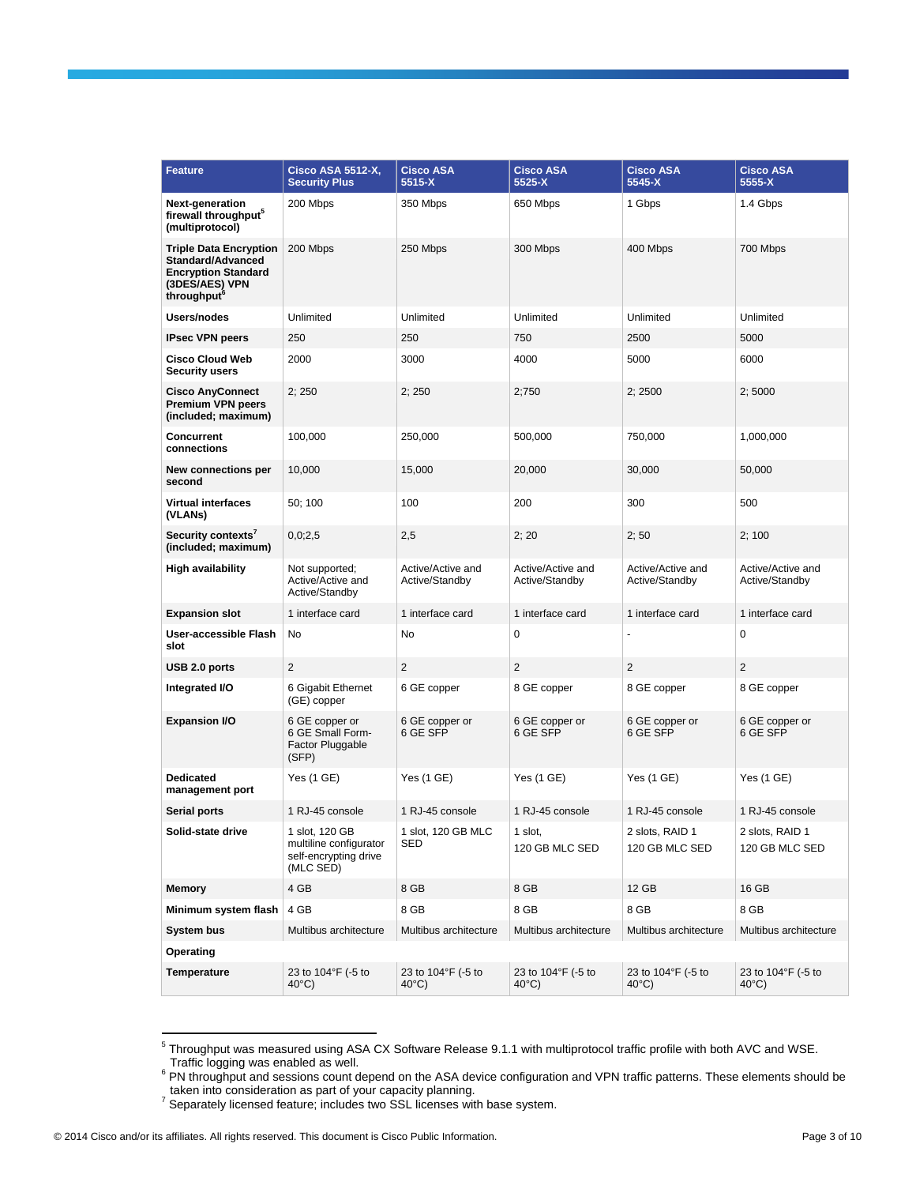| Feature | Cisco ASA 5512-X, Security Plus | Cisco ASA 5515-X | Cisco ASA 5525-X | Cisco ASA 5545-X | Cisco ASA 5555-X |
|---|---|---|---|---|---|
| **Next-generation firewall throughput[5] (multiprotocol)** | 200 Mbps | 350 Mbps | 650 Mbps | 1 Gbps | 1.4 Gbps |
| **Triple Data Encryption Standard/Advanced Encryption Standard (3DES/AES) VPN throughput[6]** | 200 Mbps | 250 Mbps | 300 Mbps | 400 Mbps | 700 Mbps |
| **Users/nodes** | Unlimited | Unlimited | Unlimited | Unlimited | Unlimited |
| **IPsec VPN peers** | 250 | 250 | 750 | 2500 | 5000 |
| **Cisco Cloud Web Security users** | 2000 | 3000 | 4000 | 5000 | 6000 |
| **Cisco AnyConnect Premium VPN peers (included; maximum)** | 2; 250 | 2; 250 | 2;750 | 2; 2500 | 2; 5000 |
| **Concurrent connections** | 100,000 | 250,000 | 500,000 | 750,000 | 1,000,000 |
| **New connections per second** | 10,000 | 15,000 | 20,000 | 30,000 | 50,000 |
| **Virtual interfaces (VLANs)** | 50; 100 | 100 | 200 | 300 | 500 |
| **Security contexts[7] (included; maximum)** | 0,0;2,5 | 2,5 | 2; 20 | 2; 50 | 2; 100 |
| **High availability** | Not supported; Active/Active and Active/Standby | Active/Active and Active/Standby | Active/Active and Active/Standby | Active/Active and Active/Standby | Active/Active and Active/Standby |
| **Expansion slot** | 1 interface card | 1 interface card | 1 interface card | 1 interface card | 1 interface card |
| **User-accessible Flash slot** | No | No | 0 | - | 0 |
| **USB 2.0 ports** | 2 | 2 | 2 | 2 | 2 |
| **Integrated I/O** | 6 Gigabit Ethernet (GE) copper | 6 GE copper | 8 GE copper | 8 GE copper | 8 GE copper |
| **Expansion I/O** | 6 GE copper or 6 GE Small Form-Factor Pluggable (SFP) | 6 GE copper or 6 GE SFP | 6 GE copper or 6 GE SFP | 6 GE copper or 6 GE SFP | 6 GE copper or 6 GE SFP |
| **Dedicated management port** | Yes (1 GE) | Yes (1 GE) | Yes (1 GE) | Yes (1 GE) | Yes (1 GE) |
| **Serial ports** | 1 RJ-45 console | 1 RJ-45 console | 1 RJ-45 console | 1 RJ-45 console | 1 RJ-45 console |
| **Solid-state drive** | 1 slot, 120 GB multiline configurator self-encrypting drive (MLC SED) | 1 slot, 120 GB MLC SED | 1 slot, 120 GB MLC SED | 2 slots, RAID 1 120 GB MLC SED | 2 slots, RAID 1 120 GB MLC SED |
| **Memory** | 4 GB | 8 GB | 8 GB | 12 GB | 16 GB |
| **Minimum system flash** | 4 GB | 8 GB | 8 GB | 8 GB | 8 GB |
| **System bus** | Multibus architecture | Multibus architecture | Multibus architecture | Multibus architecture | Multibus architecture |
| **Operating** | | | | | |
| **Temperature** | 23 to 104°F (-5 to 40°C) | 23 to 104°F (-5 to 40°C) | 23 to 104°F (-5 to 40°C) | 23 to 104°F (-5 to 40°C) | 23 to 104°F (-5 to 40°C) |

[5] Throughput was measured using ASA CX Software Release 9.1.1 with multiprotocol traffic profile with both AVC and WSE. Traffic logging was enabled as well.

[6] PN throughput and sessions count depend on the ASA device configuration and VPN traffic patterns. These elements should be taken into consideration as part of your capacity planning.

[7] Separately licensed feature; includes two SSL licenses with base system.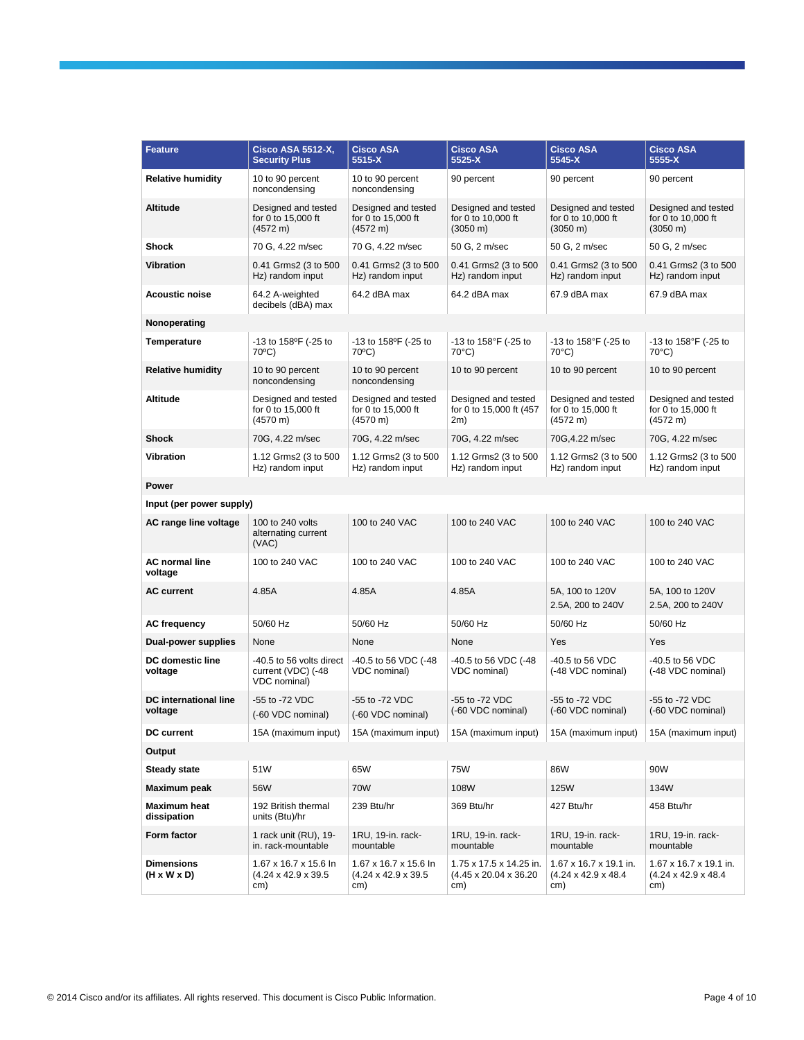| Feature | Cisco ASA 5512-X, Security Plus | Cisco ASA 5515-X | Cisco ASA 5525-X | Cisco ASA 5545-X | Cisco ASA 5555-X |
|---|---|---|---|---|---|
| **Relative humidity** | 10 to 90 percent noncondensing | 10 to 90 percent noncondensing | 90 percent | 90 percent | 90 percent |
| **Altitude** | Designed and tested for 0 to 15,000 ft (4572 m) | Designed and tested for 0 to 15,000 ft (4572 m) | Designed and tested for 0 to 10,000 ft (3050 m) | Designed and tested for 0 to 10,000 ft (3050 m) | Designed and tested for 0 to 10,000 ft (3050 m) |
| **Shock** | 70 G, 4.22 m/sec | 70 G, 4.22 m/sec | 50 G, 2 m/sec | 50 G, 2 m/sec | 50 G, 2 m/sec |
| **Vibration** | 0.41 Grms2 (3 to 500 Hz) random input | 0.41 Grms2 (3 to 500 Hz) random input | 0.41 Grms2 (3 to 500 Hz) random input | 0.41 Grms2 (3 to 500 Hz) random input | 0.41 Grms2 (3 to 500 Hz) random input |
| **Acoustic noise** | 64.2 A-weighted decibels (dBA) max | 64.2 dBA max | 64.2 dBA max | 67.9 dBA max | 67.9 dBA max |
| **Nonoperating** | | | | | |
| **Temperature** | -13 to 158ºF (-25 to 70ºC) | -13 to 158ºF (-25 to 70ºC) | -13 to 158°F (-25 to 70°C) | -13 to 158°F (-25 to 70°C) | -13 to 158°F (-25 to 70°C) |
| **Relative humidity** | 10 to 90 percent noncondensing | 10 to 90 percent noncondensing | 10 to 90 percent | 10 to 90 percent | 10 to 90 percent |
| **Altitude** | Designed and tested for 0 to 15,000 ft (4570 m) | Designed and tested for 0 to 15,000 ft (4570 m) | Designed and tested for 0 to 15,000 ft (457 2m) | Designed and tested for 0 to 15,000 ft (4572 m) | Designed and tested for 0 to 15,000 ft (4572 m) |
| **Shock** | 70G, 4.22 m/sec | 70G, 4.22 m/sec | 70G, 4.22 m/sec | 70G,4.22 m/sec | 70G, 4.22 m/sec |
| **Vibration** | 1.12 Grms2 (3 to 500 Hz) random input | 1.12 Grms2 (3 to 500 Hz) random input | 1.12 Grms2 (3 to 500 Hz) random input | 1.12 Grms2 (3 to 500 Hz) random input | 1.12 Grms2 (3 to 500 Hz) random input |
| **Power** | | | | | |
| **Input (per power supply)** | | | | | |
| **AC range line voltage** | 100 to 240 volts alternating current (VAC) | 100 to 240 VAC | 100 to 240 VAC | 100 to 240 VAC | 100 to 240 VAC |
| **AC normal line voltage** | 100 to 240 VAC | 100 to 240 VAC | 100 to 240 VAC | 100 to 240 VAC | 100 to 240 VAC |
| **AC current** | 4.85A | 4.85A | 4.85A | 5A, 100 to 120V<br>2.5A, 200 to 240V | 5A, 100 to 120V<br>2.5A, 200 to 240V |
| **AC frequency** | 50/60 Hz | 50/60 Hz | 50/60 Hz | 50/60 Hz | 50/60 Hz |
| **Dual-power supplies** | None | None | None | Yes | Yes |
| **DC domestic line voltage** | -40.5 to 56 volts direct current (VDC) (-48 VDC nominal) | -40.5 to 56 VDC (-48 VDC nominal) | -40.5 to 56 VDC (-48 VDC nominal) | -40.5 to 56 VDC (-48 VDC nominal) | -40.5 to 56 VDC (-48 VDC nominal) |
| **DC international line voltage** | -55 to -72 VDC<br>(-60 VDC nominal) | -55 to -72 VDC<br>(-60 VDC nominal) | -55 to -72 VDC (-60 VDC nominal) | -55 to -72 VDC (-60 VDC nominal) | -55 to -72 VDC (-60 VDC nominal) |
| **DC current** | 15A (maximum input) | 15A (maximum input) | 15A (maximum input) | 15A (maximum input) | 15A (maximum input) |
| **Output** | | | | | |
| **Steady state** | 51W | 65W | 75W | 86W | 90W |
| **Maximum peak** | 56W | 70W | 108W | 125W | 134W |
| **Maximum heat dissipation** | 192 British thermal units (Btu)/hr | 239 Btu/hr | 369 Btu/hr | 427 Btu/hr | 458 Btu/hr |
| **Form factor** | 1 rack unit (RU), 19-in. rack-mountable | 1RU, 19-in. rack-mountable | 1RU, 19-in. rack-mountable | 1RU, 19-in. rack-mountable | 1RU, 19-in. rack-mountable |
| **Dimensions (H x W x D)** | 1.67 x 16.7 x 15.6 In (4.24 x 42.9 x 39.5 cm) | 1.67 x 16.7 x 15.6 In (4.24 x 42.9 x 39.5 cm) | 1.75 x 17.5 x 14.25 in. (4.45 x 20.04 x 36.20 cm) | 1.67 x 16.7 x 19.1 in. (4.24 x 42.9 x 48.4 cm) | 1.67 x 16.7 x 19.1 in. (4.24 x 42.9 x 48.4 cm) |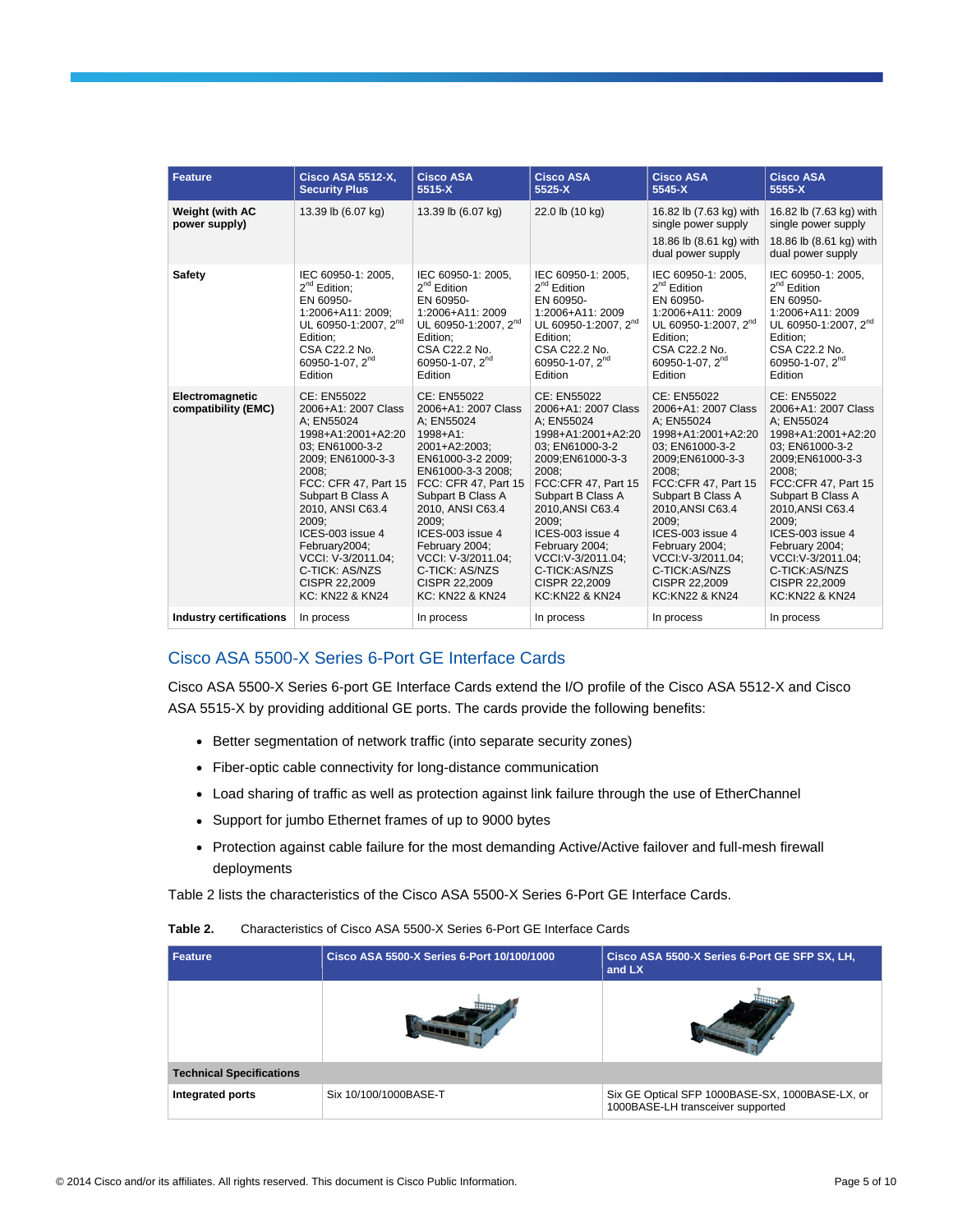| Feature | Cisco ASA 5512-X, Security Plus | Cisco ASA 5515-X | Cisco ASA 5525-X | Cisco ASA 5545-X | Cisco ASA 5555-X |
|---|---|---|---|---|---|
| Weight (with AC power supply) | 13.39 lb (6.07 kg) | 13.39 lb (6.07 kg) | 22.0 lb (10 kg) | 16.82 lb (7.63 kg) with single power supply<br>18.86 lb (8.61 kg) with dual power supply | 16.82 lb (7.63 kg) with single power supply<br>18.86 lb (8.61 kg) with dual power supply |
| Safety | IEC 60950-1: 2005, 2nd Edition;<br>EN 60950-1:2006+A11: 2009;<br>UL 60950-1:2007, 2nd Edition;<br>CSA C22.2 No. 60950-1-07, 2nd Edition | IEC 60950-1: 2005, 2nd Edition<br>EN 60950-1:2006+A11: 2009<br>UL 60950-1:2007, 2nd Edition;<br>CSA C22.2 No. 60950-1-07, 2nd Edition | IEC 60950-1: 2005, 2nd Edition<br>EN 60950-1:2006+A11: 2009<br>UL 60950-1:2007, 2nd Edition;<br>CSA C22.2 No. 60950-1-07, 2nd Edition | IEC 60950-1: 2005, 2nd Edition<br>EN 60950-1:2006+A11: 2009<br>UL 60950-1:2007, 2nd Edition;<br>CSA C22.2 No. 60950-1-07, 2nd Edition | IEC 60950-1: 2005, 2nd Edition<br>EN 60950-1:2006+A11: 2009<br>UL 60950-1:2007, 2nd Edition;<br>CSA C22.2 No. 60950-1-07, 2nd Edition |
| Electromagnetic compatibility (EMC) | CE: EN55022 2006+A1: 2007 Class A; EN55024 1998+A1:2001+A2:2003; EN61000-3-2 2009; EN61000-3-3 2008;<br>FCC: CFR 47, Part 15 Subpart B Class A 2010, ANSI C63.4 2009;<br>ICES-003 issue 4 February2004;<br>VCCI: V-3/2011.04;<br>C-TICK: AS/NZS CISPR 22,2009<br>KC: KN22 & KN24 | CE: EN55022 2006+A1: 2007 Class A; EN55024 1998+A1: 2001+A2:2003; EN61000-3-2 2009; EN61000-3-3 2008;<br>FCC: CFR 47, Part 15 Subpart B Class A 2010, ANSI C63.4 2009;<br>ICES-003 issue 4 February 2004;<br>VCCI: V-3/2011.04;<br>C-TICK: AS/NZS CISPR 22,2009<br>KC: KN22 & KN24 | CE: EN55022 2006+A1: 2007 Class A; EN55024 1998+A1:2001+A2:2003; EN61000-3-2 2009;EN61000-3-3 2008;<br>FCC:CFR 47, Part 15 Subpart B Class A 2010,ANSI C63.4 2009;<br>ICES-003 issue 4 February 2004;<br>VCCI:V-3/2011.04;<br>C-TICK:AS/NZS CISPR 22,2009<br>KC:KN22 & KN24 | CE: EN55022 2006+A1: 2007 Class A; EN55024 1998+A1:2001+A2:2003; EN61000-3-2 2009;EN61000-3-3 2008;<br>FCC:CFR 47, Part 15 Subpart B Class A 2010,ANSI C63.4 2009;<br>ICES-003 issue 4 February 2004;<br>VCCI:V-3/2011.04;<br>C-TICK:AS/NZS CISPR 22,2009<br>KC:KN22 & KN24 | CE: EN55022 2006+A1: 2007 Class A; EN55024 1998+A1:2001+A2:2003; EN61000-3-2 2009;EN61000-3-3 2008;<br>FCC:CFR 47, Part 15 Subpart B Class A 2010,ANSI C63.4 2009;<br>ICES-003 issue 4 February 2004;<br>VCCI:V-3/2011.04;<br>C-TICK:AS/NZS CISPR 22,2009<br>KC:KN22 & KN24 |
| Industry certifications | In process | In process | In process | In process | In process |

## Cisco ASA 5500-X Series 6-Port GE Interface Cards

Cisco ASA 5500-X Series 6-port GE Interface Cards extend the I/O profile of the Cisco ASA 5512-X and Cisco ASA 5515-X by providing additional GE ports. The cards provide the following benefits:

- Better segmentation of network traffic (into separate security zones)
- Fiber-optic cable connectivity for long-distance communication
- Load sharing of traffic as well as protection against link failure through the use of EtherChannel
- Support for jumbo Ethernet frames of up to 9000 bytes
- Protection against cable failure for the most demanding Active/Active failover and full-mesh firewall deployments

Table 2 lists the characteristics of the Cisco ASA 5500-X Series 6-Port GE Interface Cards.

**Table 2.** Characteristics of Cisco ASA 5500-X Series 6-Port GE Interface Cards

| Feature | Cisco ASA 5500-X Series 6-Port 10/100/1000 | Cisco ASA 5500-X Series 6-Port GE SFP SX, LH, and LX |
|---|---|---|
| | | |
| **Technical Specifications** | | |
| Integrated ports | Six 10/100/1000BASE-T | Six GE Optical SFP 1000BASE-SX, 1000BASE-LX, or 1000BASE-LH transceiver supported |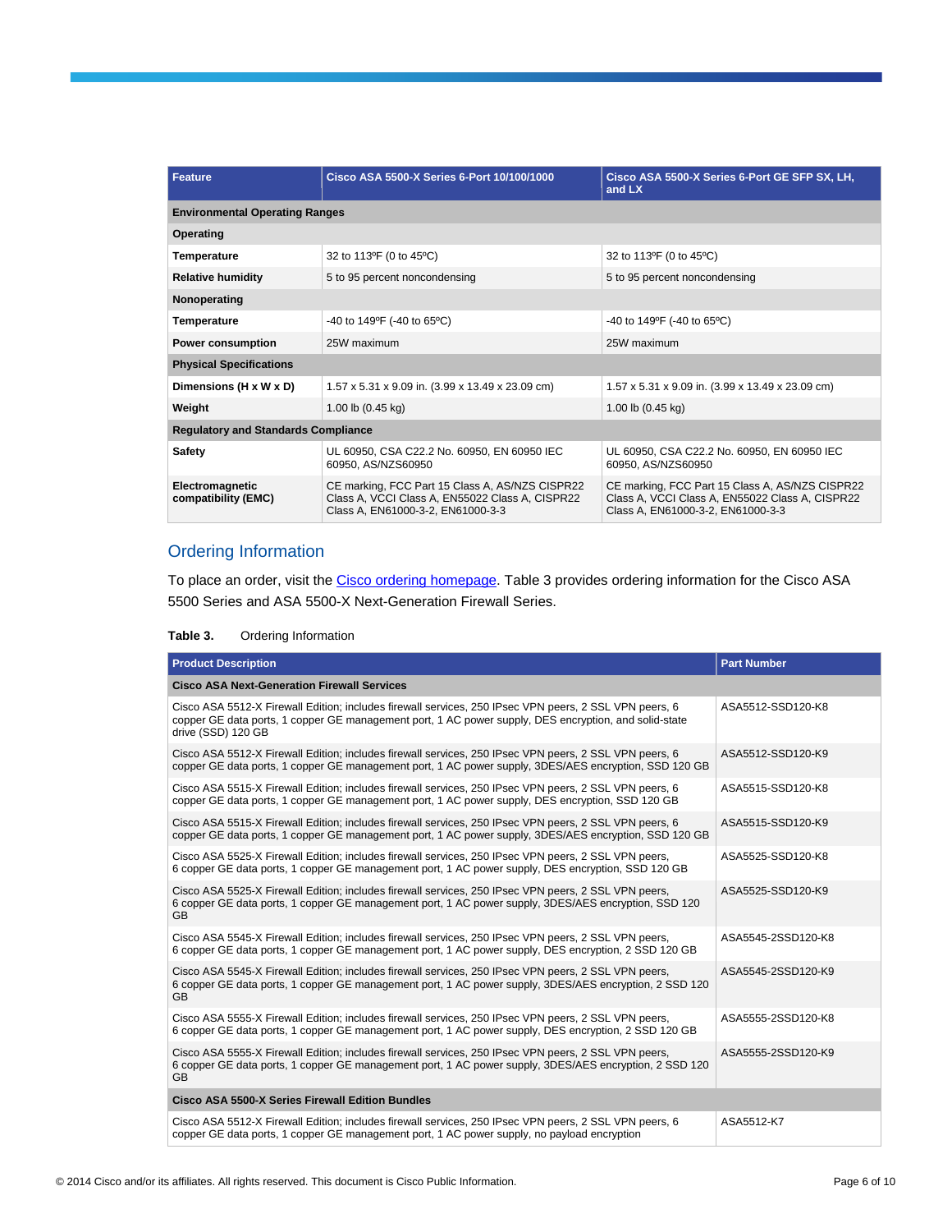| Feature | Cisco ASA 5500-X Series 6-Port 10/100/1000 | Cisco ASA 5500-X Series 6-Port GE SFP SX, LH, and LX |
|---|---|---|
| **Environmental Operating Ranges** | | |
| **Operating** | | |
| **Temperature** | 32 to 113ºF (0 to 45ºC) | 32 to 113ºF (0 to 45ºC) |
| **Relative humidity** | 5 to 95 percent noncondensing | 5 to 95 percent noncondensing |
| **Nonoperating** | | |
| **Temperature** | -40 to 149ºF (-40 to 65ºC) | -40 to 149ºF (-40 to 65ºC) |
| **Power consumption** | 25W maximum | 25W maximum |
| **Physical Specifications** | | |
| **Dimensions (H x W x D)** | 1.57 x 5.31 x 9.09 in. (3.99 x 13.49 x 23.09 cm) | 1.57 x 5.31 x 9.09 in. (3.99 x 13.49 x 23.09 cm) |
| **Weight** | 1.00 lb (0.45 kg) | 1.00 lb (0.45 kg) |
| **Regulatory and Standards Compliance** | | |
| **Safety** | UL 60950, CSA C22.2 No. 60950, EN 60950 IEC 60950, AS/NZS60950 | UL 60950, CSA C22.2 No. 60950, EN 60950 IEC 60950, AS/NZS60950 |
| **Electromagnetic compatibility (EMC)** | CE marking, FCC Part 15 Class A, AS/NZS CISPR22 Class A, VCCI Class A, EN55022 Class A, CISPR22 Class A, EN61000-3-2, EN61000-3-3 | CE marking, FCC Part 15 Class A, AS/NZS CISPR22 Class A, VCCI Class A, EN55022 Class A, CISPR22 Class A, EN61000-3-2, EN61000-3-3 |

## Ordering Information

To place an order, visit the Cisco ordering homepage. Table 3 provides ordering information for the Cisco ASA 5500 Series and ASA 5500-X Next-Generation Firewall Series.

**Table 3.** Ordering Information

| Product Description | Part Number |
|---|---|
| **Cisco ASA Next-Generation Firewall Services** | |
| Cisco ASA 5512-X Firewall Edition; includes firewall services, 250 IPsec VPN peers, 2 SSL VPN peers, 6 copper GE data ports, 1 copper GE management port, 1 AC power supply, DES encryption, and solid-state drive (SSD) 120 GB | ASA5512-SSD120-K8 |
| Cisco ASA 5512-X Firewall Edition; includes firewall services, 250 IPsec VPN peers, 2 SSL VPN peers, 6 copper GE data ports, 1 copper GE management port, 1 AC power supply, 3DES/AES encryption, SSD 120 GB | ASA5512-SSD120-K9 |
| Cisco ASA 5515-X Firewall Edition; includes firewall services, 250 IPsec VPN peers, 2 SSL VPN peers, 6 copper GE data ports, 1 copper GE management port, 1 AC power supply, DES encryption, SSD 120 GB | ASA5515-SSD120-K8 |
| Cisco ASA 5515-X Firewall Edition; includes firewall services, 250 IPsec VPN peers, 2 SSL VPN peers, 6 copper GE data ports, 1 copper GE management port, 1 AC power supply, 3DES/AES encryption, SSD 120 GB | ASA5515-SSD120-K9 |
| Cisco ASA 5525-X Firewall Edition; includes firewall services, 250 IPsec VPN peers, 2 SSL VPN peers, 6 copper GE data ports, 1 copper GE management port, 1 AC power supply, DES encryption, SSD 120 GB | ASA5525-SSD120-K8 |
| Cisco ASA 5525-X Firewall Edition; includes firewall services, 250 IPsec VPN peers, 2 SSL VPN peers, 6 copper GE data ports, 1 copper GE management port, 1 AC power supply, 3DES/AES encryption, SSD 120 GB | ASA5525-SSD120-K9 |
| Cisco ASA 5545-X Firewall Edition; includes firewall services, 250 IPsec VPN peers, 2 SSL VPN peers, 6 copper GE data ports, 1 copper GE management port, 1 AC power supply, DES encryption, 2 SSD 120 GB | ASA5545-2SSD120-K8 |
| Cisco ASA 5545-X Firewall Edition; includes firewall services, 250 IPsec VPN peers, 2 SSL VPN peers, 6 copper GE data ports, 1 copper GE management port, 1 AC power supply, 3DES/AES encryption, 2 SSD 120 GB | ASA5545-2SSD120-K9 |
| Cisco ASA 5555-X Firewall Edition; includes firewall services, 250 IPsec VPN peers, 2 SSL VPN peers, 6 copper GE data ports, 1 copper GE management port, 1 AC power supply, DES encryption, 2 SSD 120 GB | ASA5555-2SSD120-K8 |
| Cisco ASA 5555-X Firewall Edition; includes firewall services, 250 IPsec VPN peers, 2 SSL VPN peers, 6 copper GE data ports, 1 copper GE management port, 1 AC power supply, 3DES/AES encryption, 2 SSD 120 GB | ASA5555-2SSD120-K9 |
| **Cisco ASA 5500-X Series Firewall Edition Bundles** | |
| Cisco ASA 5512-X Firewall Edition; includes firewall services, 250 IPsec VPN peers, 2 SSL VPN peers, 6 copper GE data ports, 1 copper GE management port, 1 AC power supply, no payload encryption | ASA5512-K7 |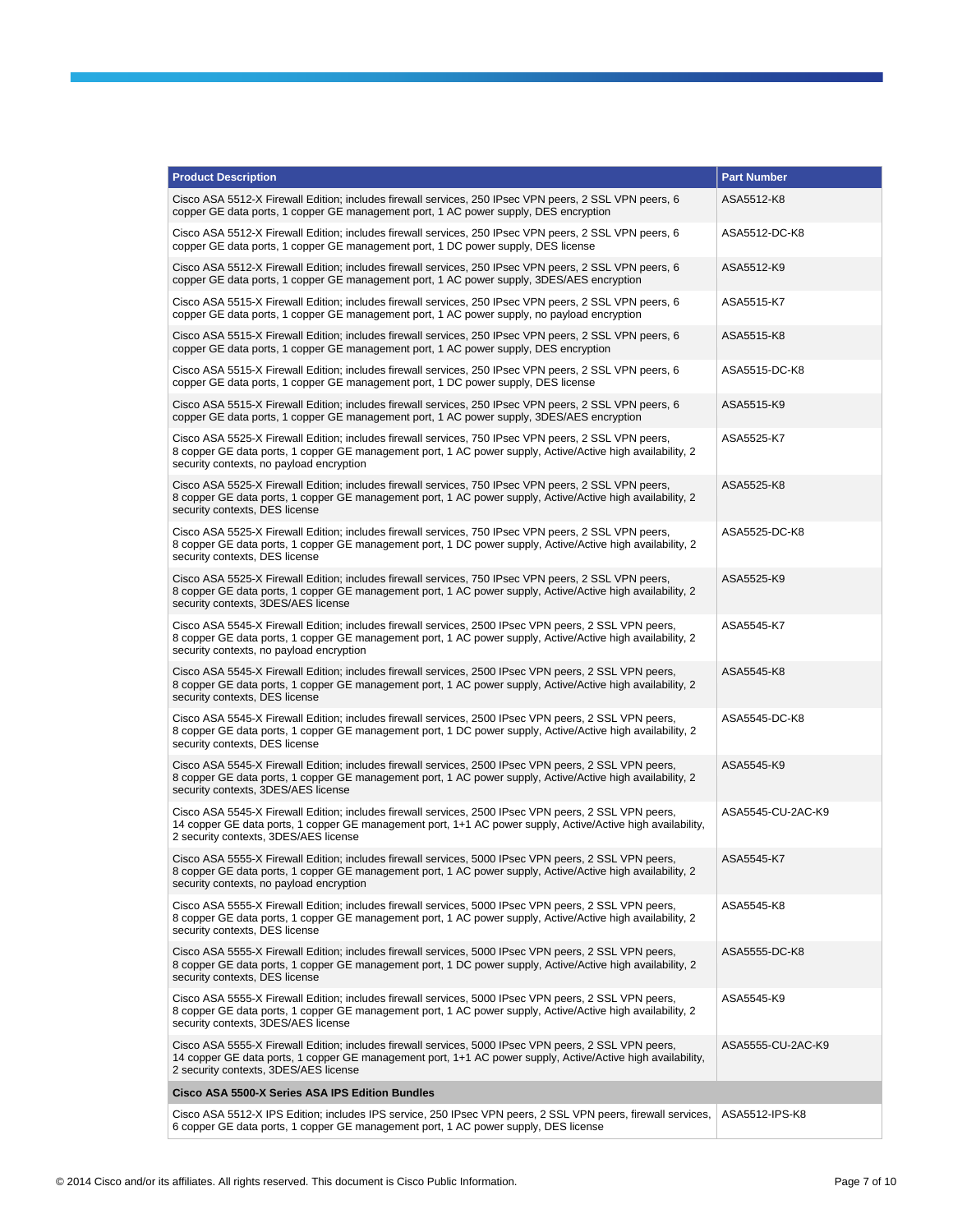| Product Description | Part Number |
| --- | --- |
| Cisco ASA 5512-X Firewall Edition; includes firewall services, 250 IPsec VPN peers, 2 SSL VPN peers, 6 copper GE data ports, 1 copper GE management port, 1 AC power supply, DES encryption | ASA5512-K8 |
| Cisco ASA 5512-X Firewall Edition; includes firewall services, 250 IPsec VPN peers, 2 SSL VPN peers, 6 copper GE data ports, 1 copper GE management port, 1 DC power supply, DES license | ASA5512-DC-K8 |
| Cisco ASA 5512-X Firewall Edition; includes firewall services, 250 IPsec VPN peers, 2 SSL VPN peers, 6 copper GE data ports, 1 copper GE management port, 1 AC power supply, 3DES/AES encryption | ASA5512-K9 |
| Cisco ASA 5515-X Firewall Edition; includes firewall services, 250 IPsec VPN peers, 2 SSL VPN peers, 6 copper GE data ports, 1 copper GE management port, 1 AC power supply, no payload encryption | ASA5515-K7 |
| Cisco ASA 5515-X Firewall Edition; includes firewall services, 250 IPsec VPN peers, 2 SSL VPN peers, 6 copper GE data ports, 1 copper GE management port, 1 AC power supply, DES encryption | ASA5515-K8 |
| Cisco ASA 5515-X Firewall Edition; includes firewall services, 250 IPsec VPN peers, 2 SSL VPN peers, 6 copper GE data ports, 1 copper GE management port, 1 DC power supply, DES license | ASA5515-DC-K8 |
| Cisco ASA 5515-X Firewall Edition; includes firewall services, 250 IPsec VPN peers, 2 SSL VPN peers, 6 copper GE data ports, 1 copper GE management port, 1 AC power supply, 3DES/AES encryption | ASA5515-K9 |
| Cisco ASA 5525-X Firewall Edition; includes firewall services, 750 IPsec VPN peers, 2 SSL VPN peers, 8 copper GE data ports, 1 copper GE management port, 1 AC power supply, Active/Active high availability, 2 security contexts, no payload encryption | ASA5525-K7 |
| Cisco ASA 5525-X Firewall Edition; includes firewall services, 750 IPsec VPN peers, 2 SSL VPN peers, 8 copper GE data ports, 1 copper GE management port, 1 AC power supply, Active/Active high availability, 2 security contexts, DES license | ASA5525-K8 |
| Cisco ASA 5525-X Firewall Edition; includes firewall services, 750 IPsec VPN peers, 2 SSL VPN peers, 8 copper GE data ports, 1 copper GE management port, 1 DC power supply, Active/Active high availability, 2 security contexts, DES license | ASA5525-DC-K8 |
| Cisco ASA 5525-X Firewall Edition; includes firewall services, 750 IPsec VPN peers, 2 SSL VPN peers, 8 copper GE data ports, 1 copper GE management port, 1 AC power supply, Active/Active high availability, 2 security contexts, 3DES/AES license | ASA5525-K9 |
| Cisco ASA 5545-X Firewall Edition; includes firewall services, 2500 IPsec VPN peers, 2 SSL VPN peers, 8 copper GE data ports, 1 copper GE management port, 1 AC power supply, Active/Active high availability, 2 security contexts, no payload encryption | ASA5545-K7 |
| Cisco ASA 5545-X Firewall Edition; includes firewall services, 2500 IPsec VPN peers, 2 SSL VPN peers, 8 copper GE data ports, 1 copper GE management port, 1 AC power supply, Active/Active high availability, 2 security contexts, DES license | ASA5545-K8 |
| Cisco ASA 5545-X Firewall Edition; includes firewall services, 2500 IPsec VPN peers, 2 SSL VPN peers, 8 copper GE data ports, 1 copper GE management port, 1 DC power supply, Active/Active high availability, 2 security contexts, DES license | ASA5545-DC-K8 |
| Cisco ASA 5545-X Firewall Edition; includes firewall services, 2500 IPsec VPN peers, 2 SSL VPN peers, 8 copper GE data ports, 1 copper GE management port, 1 AC power supply, Active/Active high availability, 2 security contexts, 3DES/AES license | ASA5545-K9 |
| Cisco ASA 5545-X Firewall Edition; includes firewall services, 2500 IPsec VPN peers, 2 SSL VPN peers, 14 copper GE data ports, 1 copper GE management port, 1+1 AC power supply, Active/Active high availability, 2 security contexts, 3DES/AES license | ASA5545-CU-2AC-K9 |
| Cisco ASA 5555-X Firewall Edition; includes firewall services, 5000 IPsec VPN peers, 2 SSL VPN peers, 8 copper GE data ports, 1 copper GE management port, 1 AC power supply, Active/Active high availability, 2 security contexts, no payload encryption | ASA5545-K7 |
| Cisco ASA 5555-X Firewall Edition; includes firewall services, 5000 IPsec VPN peers, 2 SSL VPN peers, 8 copper GE data ports, 1 copper GE management port, 1 AC power supply, Active/Active high availability, 2 security contexts, DES license | ASA5545-K8 |
| Cisco ASA 5555-X Firewall Edition; includes firewall services, 5000 IPsec VPN peers, 2 SSL VPN peers, 8 copper GE data ports, 1 copper GE management port, 1 DC power supply, Active/Active high availability, 2 security contexts, DES license | ASA5555-DC-K8 |
| Cisco ASA 5555-X Firewall Edition; includes firewall services, 5000 IPsec VPN peers, 2 SSL VPN peers, 8 copper GE data ports, 1 copper GE management port, 1 AC power supply, Active/Active high availability, 2 security contexts, 3DES/AES license | ASA5545-K9 |
| Cisco ASA 5555-X Firewall Edition; includes firewall services, 5000 IPsec VPN peers, 2 SSL VPN peers, 14 copper GE data ports, 1 copper GE management port, 1+1 AC power supply, Active/Active high availability, 2 security contexts, 3DES/AES license | ASA5555-CU-2AC-K9 |
| **Cisco ASA 5500-X Series ASA IPS Edition Bundles** | |
| Cisco ASA 5512-X IPS Edition; includes IPS service, 250 IPsec VPN peers, 2 SSL VPN peers, firewall services, 6 copper GE data ports, 1 copper GE management port, 1 AC power supply, DES license | ASA5512-IPS-K8 |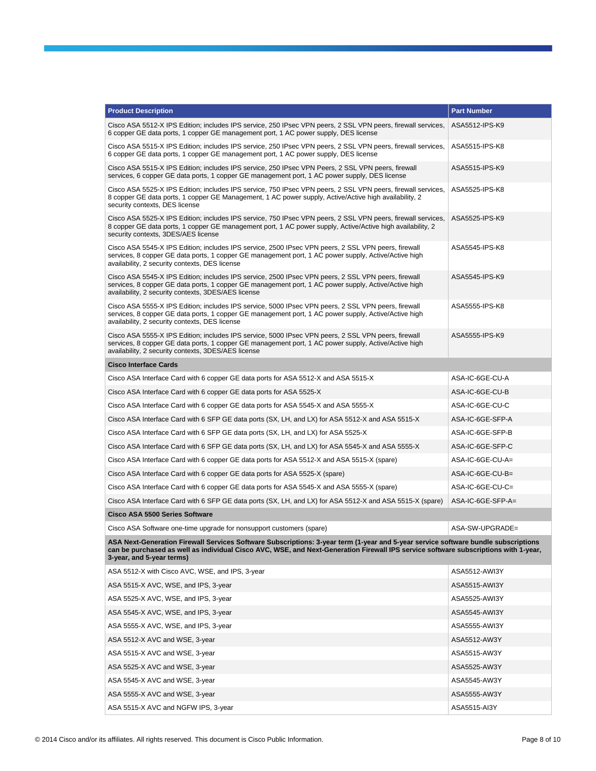| Product Description | Part Number |
| --- | --- |
| Cisco ASA 5512-X IPS Edition; includes IPS service, 250 IPsec VPN peers, 2 SSL VPN peers, firewall services, 6 copper GE data ports, 1 copper GE management port, 1 AC power supply, DES license | ASA5512-IPS-K9 |
| Cisco ASA 5515-X IPS Edition; includes IPS service, 250 IPsec VPN peers, 2 SSL VPN peers, firewall services, 6 copper GE data ports, 1 copper GE management port, 1 AC power supply, DES license | ASA5515-IPS-K8 |
| Cisco ASA 5515-X IPS Edition; includes IPS service, 250 IPsec VPN Peers, 2 SSL VPN peers, firewall services, 6 copper GE data ports, 1 copper GE management port, 1 AC power supply, DES license | ASA5515-IPS-K9 |
| Cisco ASA 5525-X IPS Edition; includes IPS service, 750 IPsec VPN peers, 2 SSL VPN peers, firewall services, 8 copper GE data ports, 1 copper GE Management, 1 AC power supply, Active/Active high availability, 2 security contexts, DES license | ASA5525-IPS-K8 |
| Cisco ASA 5525-X IPS Edition; includes IPS service, 750 IPsec VPN peers, 2 SSL VPN peers, firewall services, 8 copper GE data ports, 1 copper GE management port, 1 AC power supply, Active/Active high availability, 2 security contexts, 3DES/AES license | ASA5525-IPS-K9 |
| Cisco ASA 5545-X IPS Edition; includes IPS service, 2500 IPsec VPN peers, 2 SSL VPN peers, firewall services, 8 copper GE data ports, 1 copper GE management port, 1 AC power supply, Active/Active high availability, 2 security contexts, DES license | ASA5545-IPS-K8 |
| Cisco ASA 5545-X IPS Edition; includes IPS service, 2500 IPsec VPN peers, 2 SSL VPN peers, firewall services, 8 copper GE data ports, 1 copper GE management port, 1 AC power supply, Active/Active high availability, 2 security contexts, 3DES/AES license | ASA5545-IPS-K9 |
| Cisco ASA 5555-X IPS Edition; includes IPS service, 5000 IPsec VPN peers, 2 SSL VPN peers, firewall services, 8 copper GE data ports, 1 copper GE management port, 1 AC power supply, Active/Active high availability, 2 security contexts, DES license | ASA5555-IPS-K8 |
| Cisco ASA 5555-X IPS Edition; includes IPS service, 5000 IPsec VPN peers, 2 SSL VPN peers, firewall services, 8 copper GE data ports, 1 copper GE management port, 1 AC power supply, Active/Active high availability, 2 security contexts, 3DES/AES license | ASA5555-IPS-K9 |
| **Cisco Interface Cards** | |
| Cisco ASA Interface Card with 6 copper GE data ports for ASA 5512-X and ASA 5515-X | ASA-IC-6GE-CU-A |
| Cisco ASA Interface Card with 6 copper GE data ports for ASA 5525-X | ASA-IC-6GE-CU-B |
| Cisco ASA Interface Card with 6 copper GE data ports for ASA 5545-X and ASA 5555-X | ASA-IC-6GE-CU-C |
| Cisco ASA Interface Card with 6 SFP GE data ports (SX, LH, and LX) for ASA 5512-X and ASA 5515-X | ASA-IC-6GE-SFP-A |
| Cisco ASA Interface Card with 6 SFP GE data ports (SX, LH, and LX) for ASA 5525-X | ASA-IC-6GE-SFP-B |
| Cisco ASA Interface Card with 6 SFP GE data ports (SX, LH, and LX) for ASA 5545-X and ASA 5555-X | ASA-IC-6GE-SFP-C |
| Cisco ASA Interface Card with 6 copper GE data ports for ASA 5512-X and ASA 5515-X (spare) | ASA-IC-6GE-CU-A= |
| Cisco ASA Interface Card with 6 copper GE data ports for ASA 5525-X (spare) | ASA-IC-6GE-CU-B= |
| Cisco ASA Interface Card with 6 copper GE data ports for ASA 5545-X and ASA 5555-X (spare) | ASA-IC-6GE-CU-C= |
| Cisco ASA Interface Card with 6 SFP GE data ports (SX, LH, and LX) for ASA 5512-X and ASA 5515-X (spare) | ASA-IC-6GE-SFP-A= |
| **Cisco ASA 5500 Series Software** | |
| Cisco ASA Software one-time upgrade for nonsupport customers (spare) | ASA-SW-UPGRADE= |
| **ASA Next-Generation Firewall Services Software Subscriptions: 3-year term (1-year and 5-year service software bundle subscriptions can be purchased as well as individual Cisco AVC, WSE, and Next-Generation Firewall IPS service software subscriptions with 1-year, 3-year, and 5-year terms)** | |
| ASA 5512-X with Cisco AVC, WSE, and IPS, 3-year | ASA5512-AWI3Y |
| ASA 5515-X AVC, WSE, and IPS, 3-year | ASA5515-AWI3Y |
| ASA 5525-X AVC, WSE, and IPS, 3-year | ASA5525-AWI3Y |
| ASA 5545-X AVC, WSE, and IPS, 3-year | ASA5545-AWI3Y |
| ASA 5555-X AVC, WSE, and IPS, 3-year | ASA5555-AWI3Y |
| ASA 5512-X AVC and WSE, 3-year | ASA5512-AW3Y |
| ASA 5515-X AVC and WSE, 3-year | ASA5515-AW3Y |
| ASA 5525-X AVC and WSE, 3-year | ASA5525-AW3Y |
| ASA 5545-X AVC and WSE, 3-year | ASA5545-AW3Y |
| ASA 5555-X AVC and WSE, 3-year | ASA5555-AW3Y |
| ASA 5515-X AVC and NGFW IPS, 3-year | ASA5515-AI3Y |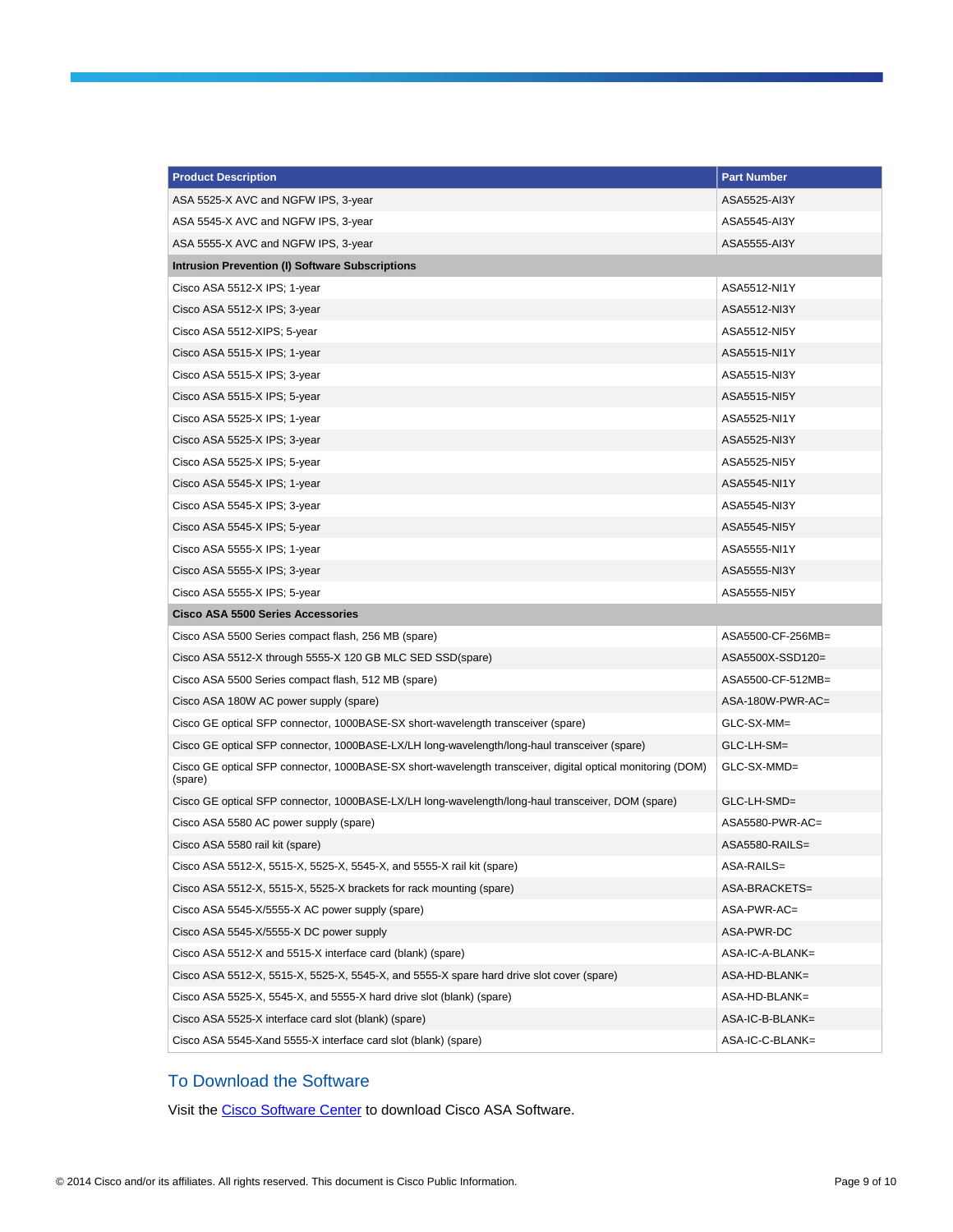| Product Description | Part Number |
| --- | --- |
| ASA 5525-X AVC and NGFW IPS, 3-year | ASA5525-AI3Y |
| ASA 5545-X AVC and NGFW IPS, 3-year | ASA5545-AI3Y |
| ASA 5555-X AVC and NGFW IPS, 3-year | ASA5555-AI3Y |
| **Intrusion Prevention (I) Software Subscriptions** | |
| Cisco ASA 5512-X IPS; 1-year | ASA5512-NI1Y |
| Cisco ASA 5512-X IPS; 3-year | ASA5512-NI3Y |
| Cisco ASA 5512-XIPS; 5-year | ASA5512-NI5Y |
| Cisco ASA 5515-X IPS; 1-year | ASA5515-NI1Y |
| Cisco ASA 5515-X IPS; 3-year | ASA5515-NI3Y |
| Cisco ASA 5515-X IPS; 5-year | ASA5515-NI5Y |
| Cisco ASA 5525-X IPS; 1-year | ASA5525-NI1Y |
| Cisco ASA 5525-X IPS; 3-year | ASA5525-NI3Y |
| Cisco ASA 5525-X IPS; 5-year | ASA5525-NI5Y |
| Cisco ASA 5545-X IPS; 1-year | ASA5545-NI1Y |
| Cisco ASA 5545-X IPS; 3-year | ASA5545-NI3Y |
| Cisco ASA 5545-X IPS; 5-year | ASA5545-NI5Y |
| Cisco ASA 5555-X IPS; 1-year | ASA5555-NI1Y |
| Cisco ASA 5555-X IPS; 3-year | ASA5555-NI3Y |
| Cisco ASA 5555-X IPS; 5-year | ASA5555-NI5Y |
| **Cisco ASA 5500 Series Accessories** | |
| Cisco ASA 5500 Series compact flash, 256 MB (spare) | ASA5500-CF-256MB= |
| Cisco ASA 5512-X through 5555-X 120 GB MLC SED SSD(spare) | ASA5500X-SSD120= |
| Cisco ASA 5500 Series compact flash, 512 MB (spare) | ASA5500-CF-512MB= |
| Cisco ASA 180W AC power supply (spare) | ASA-180W-PWR-AC= |
| Cisco GE optical SFP connector, 1000BASE-SX short-wavelength transceiver (spare) | GLC-SX-MM= |
| Cisco GE optical SFP connector, 1000BASE-LX/LH long-wavelength/long-haul transceiver (spare) | GLC-LH-SM= |
| Cisco GE optical SFP connector, 1000BASE-SX short-wavelength transceiver, digital optical monitoring (DOM) (spare) | GLC-SX-MMD= |
| Cisco GE optical SFP connector, 1000BASE-LX/LH long-wavelength/long-haul transceiver, DOM (spare) | GLC-LH-SMD= |
| Cisco ASA 5580 AC power supply (spare) | ASA5580-PWR-AC= |
| Cisco ASA 5580 rail kit (spare) | ASA5580-RAILS= |
| Cisco ASA 5512-X, 5515-X, 5525-X, 5545-X, and 5555-X rail kit (spare) | ASA-RAILS= |
| Cisco ASA 5512-X, 5515-X, 5525-X brackets for rack mounting (spare) | ASA-BRACKETS= |
| Cisco ASA 5545-X/5555-X AC power supply (spare) | ASA-PWR-AC= |
| Cisco ASA 5545-X/5555-X DC power supply | ASA-PWR-DC |
| Cisco ASA 5512-X and 5515-X interface card (blank) (spare) | ASA-IC-A-BLANK= |
| Cisco ASA 5512-X, 5515-X, 5525-X, 5545-X, and 5555-X spare hard drive slot cover (spare) | ASA-HD-BLANK= |
| Cisco ASA 5525-X, 5545-X, and 5555-X hard drive slot (blank) (spare) | ASA-HD-BLANK= |
| Cisco ASA 5525-X interface card slot (blank) (spare) | ASA-IC-B-BLANK= |
| Cisco ASA 5545-Xand 5555-X interface card slot (blank) (spare) | ASA-IC-C-BLANK= |

## To Download the Software

Visit the Cisco Software Center to download Cisco ASA Software.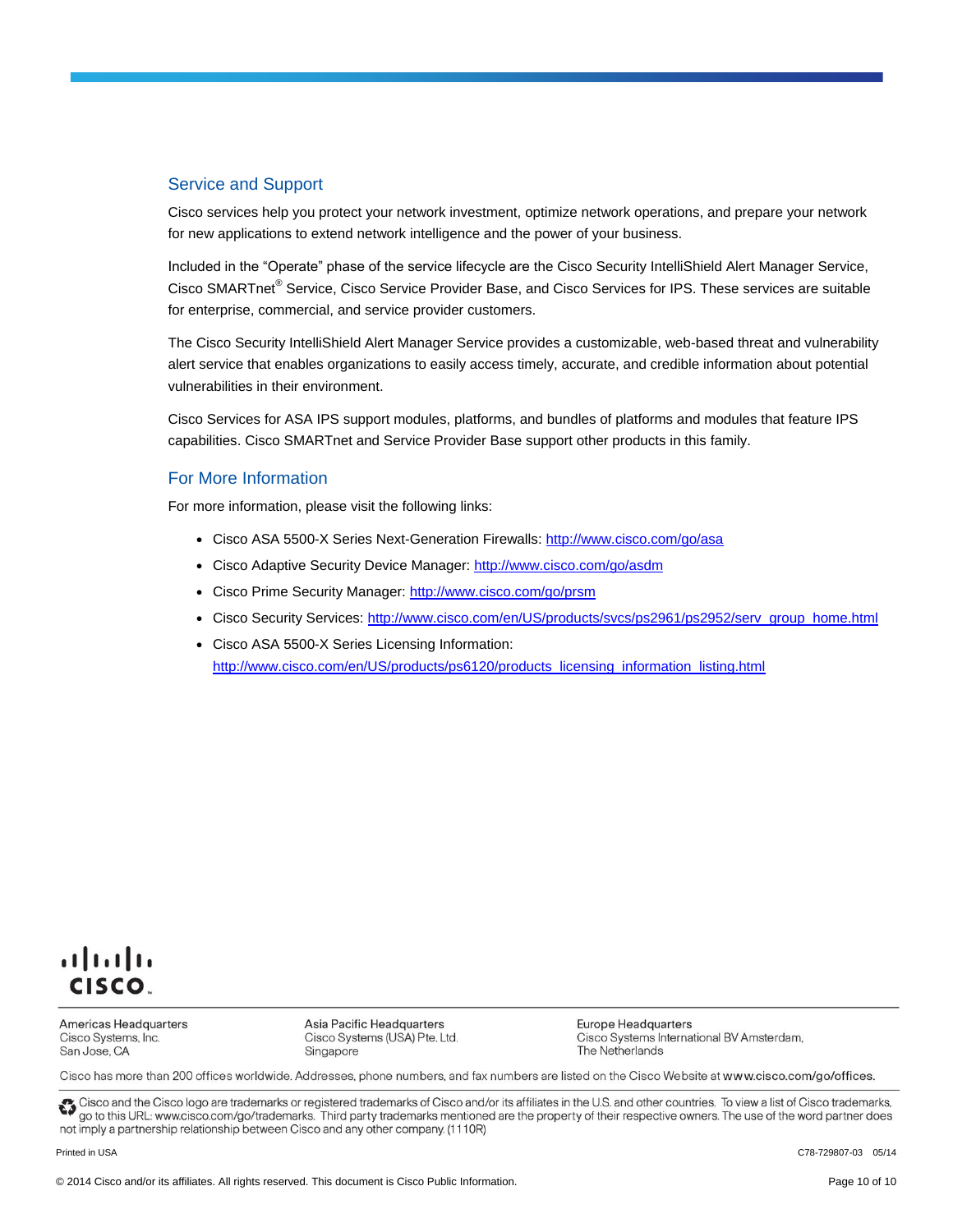## Service and Support

Cisco services help you protect your network investment, optimize network operations, and prepare your network for new applications to extend network intelligence and the power of your business.

Included in the "Operate" phase of the service lifecycle are the Cisco Security IntelliShield Alert Manager Service, Cisco SMARTnet® Service, Cisco Service Provider Base, and Cisco Services for IPS. These services are suitable for enterprise, commercial, and service provider customers.

The Cisco Security IntelliShield Alert Manager Service provides a customizable, web-based threat and vulnerability alert service that enables organizations to easily access timely, accurate, and credible information about potential vulnerabilities in their environment.

Cisco Services for ASA IPS support modules, platforms, and bundles of platforms and modules that feature IPS capabilities. Cisco SMARTnet and Service Provider Base support other products in this family.

## For More Information

For more information, please visit the following links:

- Cisco ASA 5500-X Series Next-Generation Firewalls: http://www.cisco.com/go/asa
- Cisco Adaptive Security Device Manager: http://www.cisco.com/go/asdm
- Cisco Prime Security Manager: http://www.cisco.com/go/prsm
- Cisco Security Services: http://www.cisco.com/en/US/products/svcs/ps2961/ps2952/serv_group_home.html
- Cisco ASA 5500-X Series Licensing Information: http://www.cisco.com/en/US/products/ps6120/products_licensing_information_listing.html

Americas Headquarters
Cisco Systems, Inc.
San Jose, CA

Asia Pacific Headquarters
Cisco Systems (USA) Pte. Ltd.
Singapore

Europe Headquarters
Cisco Systems International BV Amsterdam,
The Netherlands

Cisco has more than 200 offices worldwide. Addresses, phone numbers, and fax numbers are listed on the Cisco Website at www.cisco.com/go/offices.

Cisco and the Cisco logo are trademarks or registered trademarks of Cisco and/or its affiliates in the U.S. and other countries. To view a list of Cisco trademarks, go to this URL: www.cisco.com/go/trademarks. Third party trademarks mentioned are the property of their respective owners. The use of the word partner does not imply a partnership relationship between Cisco and any other company. (1110R)

Printed in USA C78-729807-03 05/14